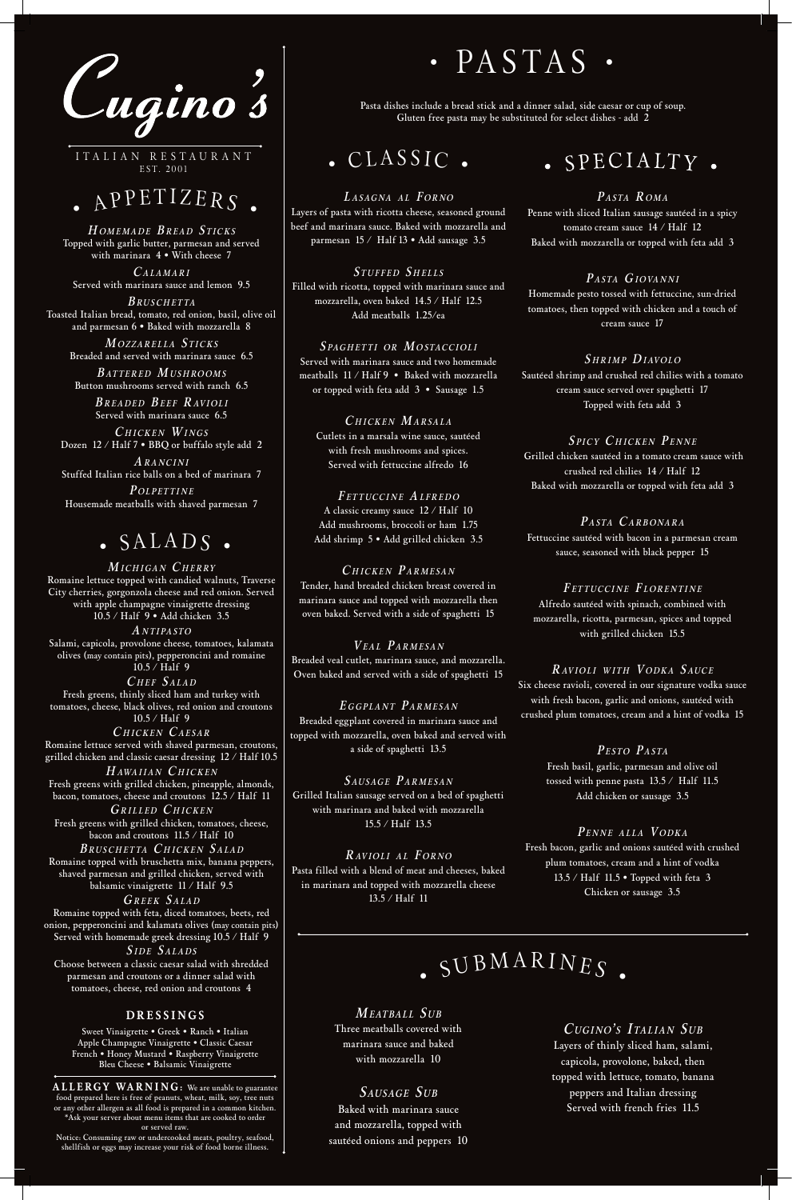# Cugino's

ITALIAN RESTAURANT
EST. 2001

## • APPETIZERS •

***Homemade Bread Sticks***
Topped with garlic butter, parmesan and served with marinara 4 • With cheese 7

***Calamari***
Served with marinara sauce and lemon 9.5

***Bruschetta***
Toasted Italian bread, tomato, red onion, basil, olive oil and parmesan 6 • Baked with mozzarella 8

***Mozzarella Sticks***
Breaded and served with marinara sauce 6.5

***Battered Mushrooms***
Button mushrooms served with ranch 6.5

***Breaded Beef Ravioli***
Served with marinara sauce 6.5

***Chicken Wings***
Dozen 12 / Half 7 • BBQ or buffalo style add 2

***Arancini***
Stuffed Italian rice balls on a bed of marinara 7

***Polpettine***
Housemade meatballs with shaved parmesan 7

## • SALADS •

***Michigan Cherry***
Romaine lettuce topped with candied walnuts, Traverse City cherries, gorgonzola cheese and red onion. Served with apple champagne vinaigrette dressing 10.5 / Half 9 • Add chicken 3.5

***Antipasto***
Salami, capicola, provolone cheese, tomatoes, kalamata olives (may contain pits), pepperoncini and romaine 10.5 / Half 9

***Chef Salad***
Fresh greens, thinly sliced ham and turkey with tomatoes, cheese, black olives, red onion and croutons 10.5 / Half 9

***Chicken Caesar***
Romaine lettuce served with shaved parmesan, croutons, grilled chicken and classic caesar dressing 12 / Half 10.5

***Hawaiian Chicken***
Fresh greens with grilled chicken, pineapple, almonds, bacon, tomatoes, cheese and croutons 12.5 / Half 11

***Grilled Chicken***
Fresh greens with grilled chicken, tomatoes, cheese, bacon and croutons 11.5 / Half 10

***Bruschetta Chicken Salad***
Romaine topped with bruschetta mix, banana peppers, shaved parmesan and grilled chicken, served with balsamic vinaigrette 11 / Half 9.5

***Greek Salad***
Romaine topped with feta, diced tomatoes, beets, red onion, pepperoncini and kalamata olives (may contain pits) Served with homemade greek dressing 10.5 / Half 9

***Side Salads***
Choose between a classic caesar salad with shredded parmesan and croutons or a dinner salad with tomatoes, cheese, red onion and croutons 4

### DRESSINGS

Sweet Vinaigrette • Greek • Ranch • Italian
Apple Champagne Vinaigrette • Classic Caesar
French • Honey Mustard • Raspberry Vinaigrette
Bleu Cheese • Balsamic Vinaigrette

**ALLERGY WARNING:** We are unable to guarantee food prepared here is free of peanuts, wheat, milk, soy, tree nuts or any other allergen as all food is prepared in a common kitchen. *Ask your server about menu items that are cooked to order or served raw.

Notice: Consuming raw or undercooked meats, poultry, seafood, shellfish or eggs may increase your risk of food borne illness.

## • PASTAS •

Pasta dishes include a bread stick and a dinner salad, side caesar or cup of soup.
Gluten free pasta may be substituted for select dishes - add 2

### • CLASSIC •

***Lasagna al Forno***
Layers of pasta with ricotta cheese, seasoned ground beef and marinara sauce. Baked with mozzarella and parmesan 15 / Half 13 • Add sausage 3.5

***Stuffed Shells***
Filled with ricotta, topped with marinara sauce and mozzarella, oven baked 14.5 / Half 12.5
Add meatballs 1.25/ea

***Spaghetti or Mostaccioli***
Served with marinara sauce and two homemade meatballs 11 / Half 9 • Baked with mozzarella or topped with feta add 3 • Sausage 1.5

***Chicken Marsala***
Cutlets in a marsala wine sauce, sautéed with fresh mushrooms and spices. Served with fettuccine alfredo 16

***Fettuccine Alfredo***
A classic creamy sauce 12 / Half 10
Add mushrooms, broccoli or ham 1.75
Add shrimp 5 • Add grilled chicken 3.5

***Chicken Parmesan***
Tender, hand breaded chicken breast covered in marinara sauce and topped with mozzarella then oven baked. Served with a side of spaghetti 15

***Veal Parmesan***
Breaded veal cutlet, marinara sauce, and mozzarella. Oven baked and served with a side of spaghetti 15

***Eggplant Parmesan***
Breaded eggplant covered in marinara sauce and topped with mozzarella, oven baked and served with a side of spaghetti 13.5

***Sausage Parmesan***
Grilled Italian sausage served on a bed of spaghetti with marinara and baked with mozzarella 15.5 / Half 13.5

***Ravioli al Forno***
Pasta filled with a blend of meat and cheeses, baked in marinara and topped with mozzarella cheese 13.5 / Half 11

### • SPECIALTY •

***Pasta Roma***
Penne with sliced Italian sausage sautéed in a spicy tomato cream sauce 14 / Half 12
Baked with mozzarella or topped with feta add 3

***Pasta Giovanni***
Homemade pesto tossed with fettuccine, sun-dried tomatoes, then topped with chicken and a touch of cream sauce 17

***Shrimp Diavolo***
Sautéed shrimp and crushed red chilies with a tomato cream sauce served over spaghetti 17
Topped with feta add 3

***Spicy Chicken Penne***
Grilled chicken sautéed in a tomato cream sauce with crushed red chilies 14 / Half 12
Baked with mozzarella or topped with feta add 3

***Pasta Carbonara***
Fettuccine sautéed with bacon in a parmesan cream sauce, seasoned with black pepper 15

***Fettuccine Florentine***
Alfredo sautéed with spinach, combined with mozzarella, ricotta, parmesan, spices and topped with grilled chicken 15.5

***Ravioli with Vodka Sauce***
Six cheese ravioli, covered in our signature vodka sauce with fresh bacon, garlic and onions, sautéed with crushed plum tomatoes, cream and a hint of vodka 15

***Pesto Pasta***
Fresh basil, garlic, parmesan and olive oil tossed with penne pasta 13.5 / Half 11.5
Add chicken or sausage 3.5

***Penne alla Vodka***
Fresh bacon, garlic and onions sautéed with crushed plum tomatoes, cream and a hint of vodka 13.5 / Half 11.5 • Topped with feta 3
Chicken or sausage 3.5

## • SUBMARINES •

***Meatball Sub***
Three meatballs covered with marinara sauce and baked with mozzarella 10

***Sausage Sub***
Baked with marinara sauce and mozzarella, topped with sautéed onions and peppers 10

***Cugino's Italian Sub***
Layers of thinly sliced ham, salami, capicola, provolone, baked, then topped with lettuce, tomato, banana peppers and Italian dressing
Served with french fries 11.5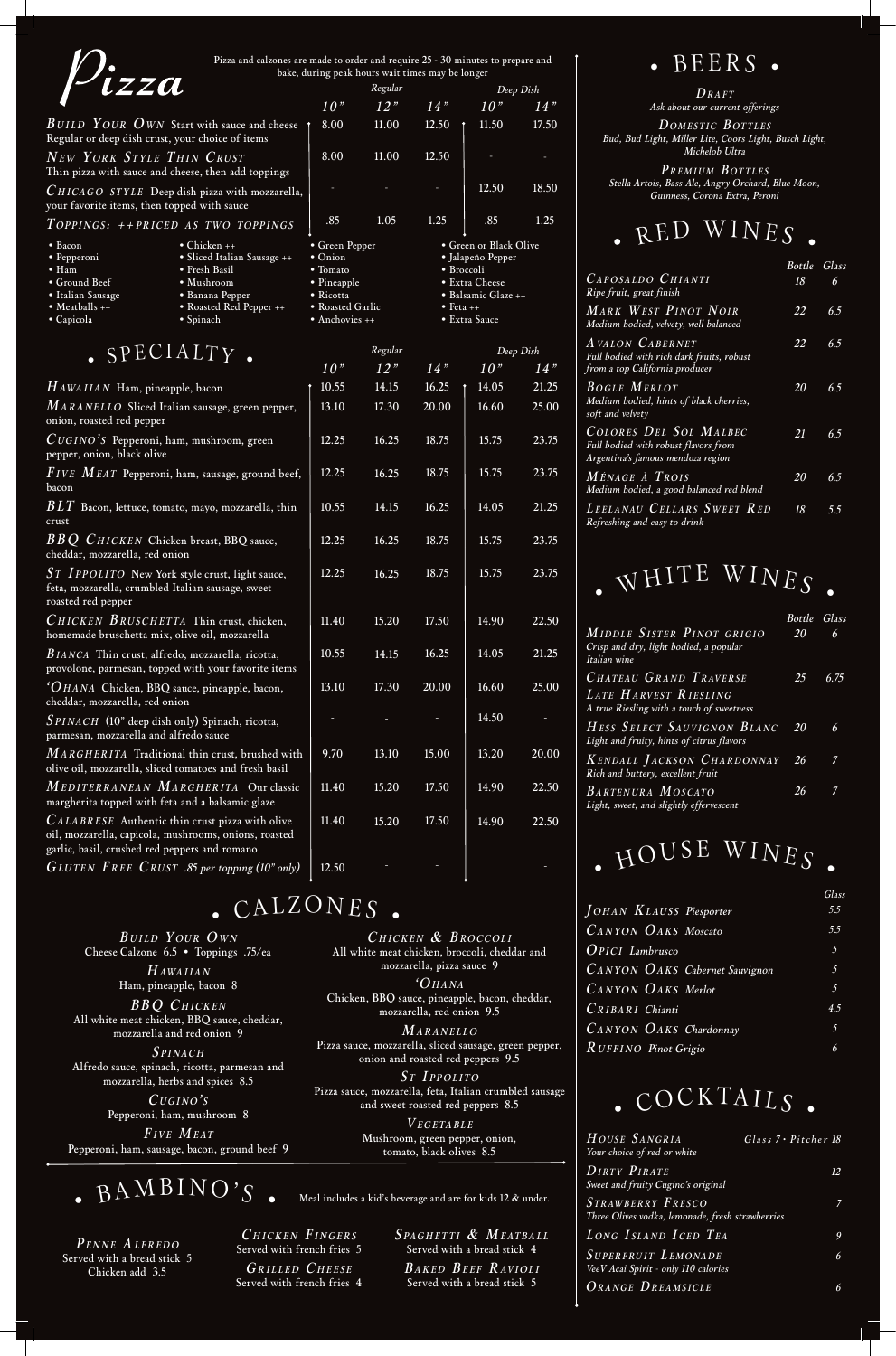# Pizza

Pizza and calzones are made to order and require 25 - 30 minutes to prepare and bake, during peak hours wait times may be longer

| | Regular 10" | Regular 12" | Regular 14" | Deep Dish 10" | Deep Dish 14" |
|---|---|---|---|---|---|
| ***Build Your Own*** Start with sauce and cheese Regular or deep dish crust, your choice of items | 8.00 | 11.00 | 12.50 | 11.50 | 17.50 |
| ***New York Style Thin Crust*** Thin pizza with sauce and cheese, then add toppings | 8.00 | 11.00 | 12.50 | - | - |
| ***Chicago style*** Deep dish pizza with mozzarella, your favorite items, then topped with sauce | - | - | - | 12.50 | 18.50 |
| ***Toppings: ++priced as two toppings*** | .85 | 1.05 | 1.25 | .85 | 1.25 |

- Bacon
- Pepperoni
- Ham
- Ground Beef
- Italian Sausage
- Meatballs ++
- Capicola
- Chicken ++
- Sliced Italian Sausage ++
- Fresh Basil
- Mushroom
- Banana Pepper
- Roasted Red Pepper ++
- Spinach
- Green Pepper
- Onion
- Tomato
- Pineapple
- Ricotta
- Roasted Garlic
- Anchovies ++
- Green or Black Olive
- Jalapeño Pepper
- Broccoli
- Extra Cheese
- Balsamic Glaze ++
- Feta ++
- Extra Sauce

## Specialty

| | Regular 10" | Regular 12" | Regular 14" | Deep Dish 10" | Deep Dish 14" |
|---|---|---|---|---|---|
| ***Hawaiian*** Ham, pineapple, bacon | 10.55 | 14.15 | 16.25 | 14.05 | 21.25 |
| ***Maranello*** Sliced Italian sausage, green pepper, onion, roasted red pepper | 13.10 | 17.30 | 20.00 | 16.60 | 25.00 |
| ***Cugino's*** Pepperoni, ham, mushroom, green pepper, onion, black olive | 12.25 | 16.25 | 18.75 | 15.75 | 23.75 |
| ***Five Meat*** Pepperoni, ham, sausage, ground beef, bacon | 12.25 | 16.25 | 18.75 | 15.75 | 23.75 |
| ***BLT*** Bacon, lettuce, tomato, mayo, mozzarella, thin crust | 10.55 | 14.15 | 16.25 | 14.05 | 21.25 |
| ***BBQ Chicken*** Chicken breast, BBQ sauce, cheddar, mozzarella, red onion | 12.25 | 16.25 | 18.75 | 15.75 | 23.75 |
| ***St Ippolito*** New York style crust, light sauce, feta, mozzarella, crumbled Italian sausage, sweet roasted red pepper | 12.25 | 16.25 | 18.75 | 15.75 | 23.75 |
| ***Chicken Bruschetta*** Thin crust, chicken, homemade bruschetta mix, olive oil, mozzarella | 11.40 | 15.20 | 17.50 | 14.90 | 22.50 |
| ***Bianca*** Thin crust, alfredo, mozzarella, ricotta, provolone, parmesan, topped with your favorite items | 10.55 | 14.15 | 16.25 | 14.05 | 21.25 |
| ***'Ohana*** Chicken, BBQ sauce, pineapple, bacon, cheddar, mozzarella, red onion | 13.10 | 17.30 | 20.00 | 16.60 | 25.00 |
| ***Spinach*** (10" deep dish only) Spinach, ricotta, parmesan, mozzarella and alfredo sauce | - | - | - | 14.50 | - |
| ***Margherita*** Traditional thin crust, brushed with olive oil, mozzarella, sliced tomatoes and fresh basil | 9.70 | 13.10 | 15.00 | 13.20 | 20.00 |
| ***Mediterranean Margherita*** Our classic margherita topped with feta and a balsamic glaze | 11.40 | 15.20 | 17.50 | 14.90 | 22.50 |
| ***Calabrese*** Authentic thin crust pizza with olive oil, mozzarella, capicola, mushrooms, onions, roasted garlic, basil, crushed red peppers and romano | 11.40 | 15.20 | 17.50 | 14.90 | 22.50 |
| ***Gluten Free Crust*** .85 per topping (10" only) | 12.50 | - | - | | - |

## Calzones

***Build Your Own***
Cheese Calzone 6.5 • Toppings .75/ea

***Hawaiian***
Ham, pineapple, bacon 8

***BBQ Chicken***
All white meat chicken, BBQ sauce, cheddar, mozzarella and red onion 9

***Spinach***
Alfredo sauce, spinach, ricotta, parmesan and mozzarella, herbs and spices 8.5

***Cugino's***
Pepperoni, ham, mushroom 8

***Five Meat***
Pepperoni, ham, sausage, bacon, ground beef 9

***Chicken & Broccoli***
All white meat chicken, broccoli, cheddar and mozzarella, pizza sauce 9

***'Ohana***
Chicken, BBQ sauce, pineapple, bacon, cheddar, mozzarella, red onion 9.5

***Maranello***
Pizza sauce, mozzarella, sliced sausage, green pepper, onion and roasted red peppers 9.5

***St Ippolito***
Pizza sauce, mozzarella, feta, Italian crumbled sausage and sweet roasted red peppers 8.5

***Vegetable***
Mushroom, green pepper, onion, tomato, black olives 8.5

## Bambino's

Meal includes a kid's beverage and are for kids 12 & under.

***Penne Alfredo***
Served with a bread stick 5
Chicken add 3.5

***Chicken Fingers***
Served with french fries 5

***Grilled Cheese***
Served with french fries 4

***Spaghetti & Meatball***
Served with a bread stick 4

***Baked Beef Ravioli***
Served with a bread stick 5

## Beers

***Draft***
*Ask about our current offerings*

***Domestic Bottles***
*Bud, Bud Light, Miller Lite, Coors Light, Busch Light, Michelob Ultra*

***Premium Bottles***
*Stella Artois, Bass Ale, Angry Orchard, Blue Moon, Guinness, Corona Extra, Peroni*

## Red Wines

| | Bottle | Glass |
|---|---|---|
| ***Caposaldo Chianti*** *Ripe fruit, great finish* | 18 | 6 |
| ***Mark West Pinot Noir*** *Medium bodied, velvety, well balanced* | 22 | 6.5 |
| ***Avalon Cabernet*** *Full bodied with rich dark fruits, robust from a top California producer* | 22 | 6.5 |
| ***Bogle Merlot*** *Medium bodied, hints of black cherries, soft and velvety* | 20 | 6.5 |
| ***Colores Del Sol Malbec*** *Full bodied with robust flavors from Argentina's famous mendoza region* | 21 | 6.5 |
| ***Ménage à Trois*** *Medium bodied, a good balanced red blend* | 20 | 6.5 |
| ***Leelanau Cellars Sweet Red*** *Refreshing and easy to drink* | 18 | 5.5 |

## White Wines

| | Bottle | Glass |
|---|---|---|
| ***Middle Sister Pinot Grigio*** *Crisp and dry, light bodied, a popular Italian wine* | 20 | 6 |
| ***Chateau Grand Traverse Late Harvest Riesling*** *A true Riesling with a touch of sweetness* | 25 | 6.75 |
| ***Hess Select Sauvignon Blanc*** *Light and fruity, hints of citrus flavors* | 20 | 6 |
| ***Kendall Jackson Chardonnay*** *Rich and buttery, excellent fruit* | 26 | 7 |
| ***Bartenura Moscato*** *Light, sweet, and slightly effervescent* | 26 | 7 |

## House Wines

| | Glass |
|---|---|
| ***Johan Klauss*** *Piesporter* | 5.5 |
| ***Canyon Oaks*** *Moscato* | 5.5 |
| ***Opici*** *Lambrusco* | 5 |
| ***Canyon Oaks*** *Cabernet Sauvignon* | 5 |
| ***Canyon Oaks*** *Merlot* | 5 |
| ***Cribari*** *Chianti* | 4.5 |
| ***Canyon Oaks*** *Chardonnay* | 5 |
| ***Ruffino*** *Pinot Grigio* | 6 |

## Cocktails

| | |
|---|---|
| ***House Sangria*** *Your choice of red or white* | Glass 7 • Pitcher 18 |
| ***Dirty Pirate*** *Sweet and fruity Cugino's original* | 12 |
| ***Strawberry Fresco*** *Three Olives vodka, lemonade, fresh strawberries* | 7 |
| ***Long Island Iced Tea*** | 9 |
| ***Superfruit Lemonade*** *VeeV Acai Spirit · only 110 calories* | 6 |
| ***Orange Dreamsicle*** | 6 |